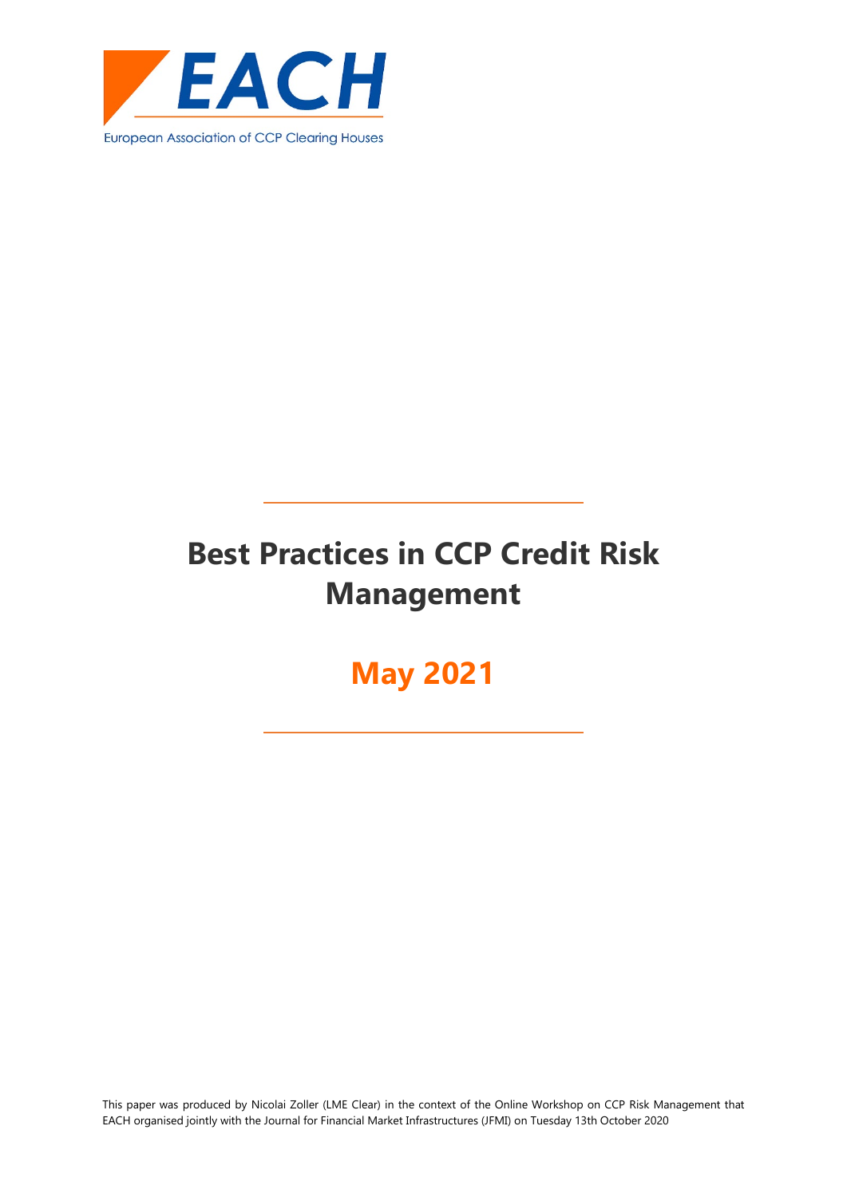EACH

European Association of CCP Clearing Houses

# Best Practices in CCP Credit Risk Management

## May 2021

This paper was produced by Nicolai Zoller (LME Clear) in the context of the Online Workshop on CCP Risk Management that EACH organised jointly with the Journal for Financial Market Infrastructures (JFMI) on Tuesday 13th October 2020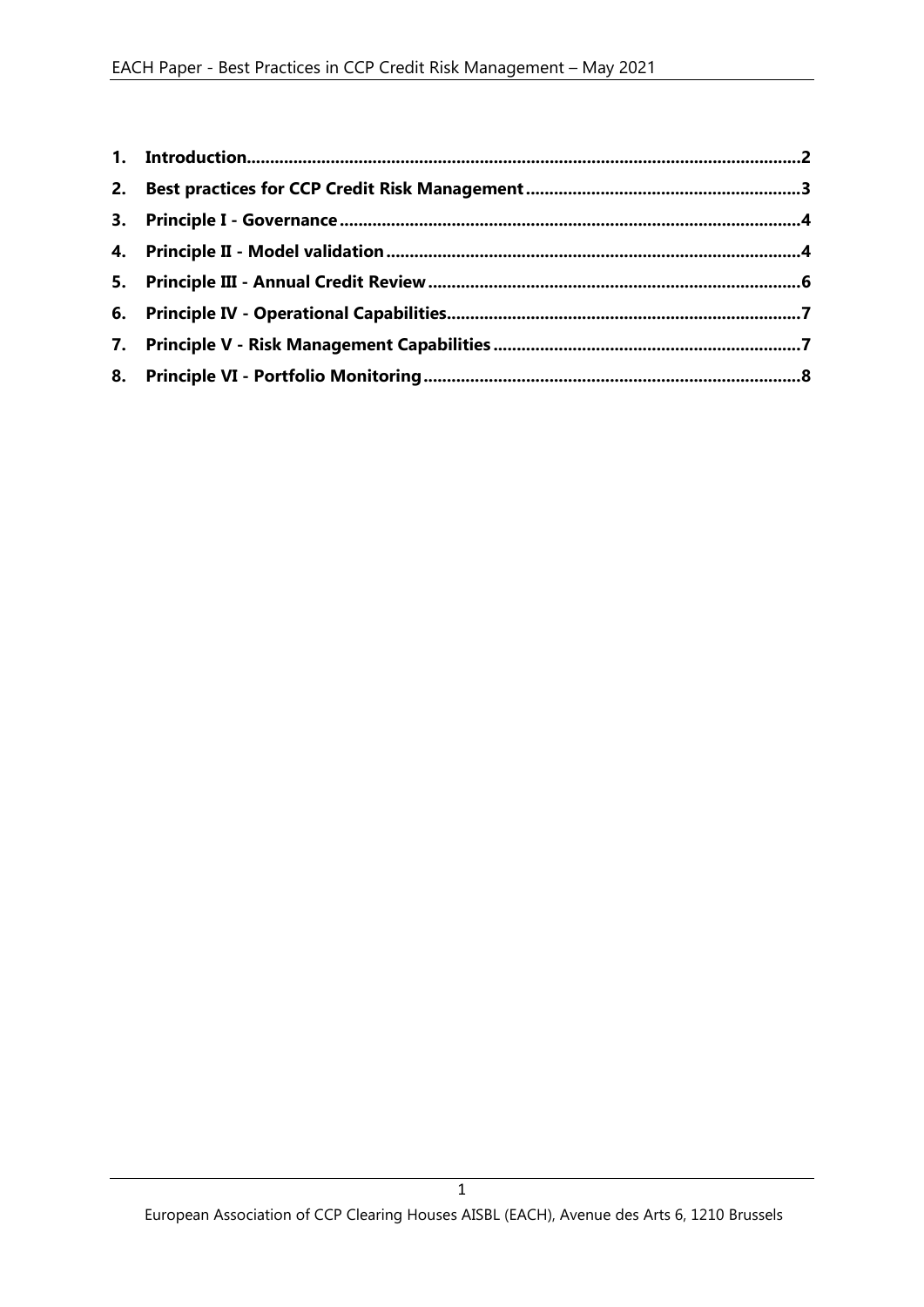1. **Introduction.........................................................................................................2**
2. **Best practices for CCP Credit Risk Management...........................................................3**
3. **Principle I - Governance.................................................................................................4**
4. **Principle II - Model validation........................................................................................4**
5. **Principle III - Annual Credit Review...............................................................................6**
6. **Principle IV - Operational Capabilities...........................................................................7**
7. **Principle V - Risk Management Capabilities.................................................................7**
8. **Principle VI - Portfolio Monitoring................................................................................8**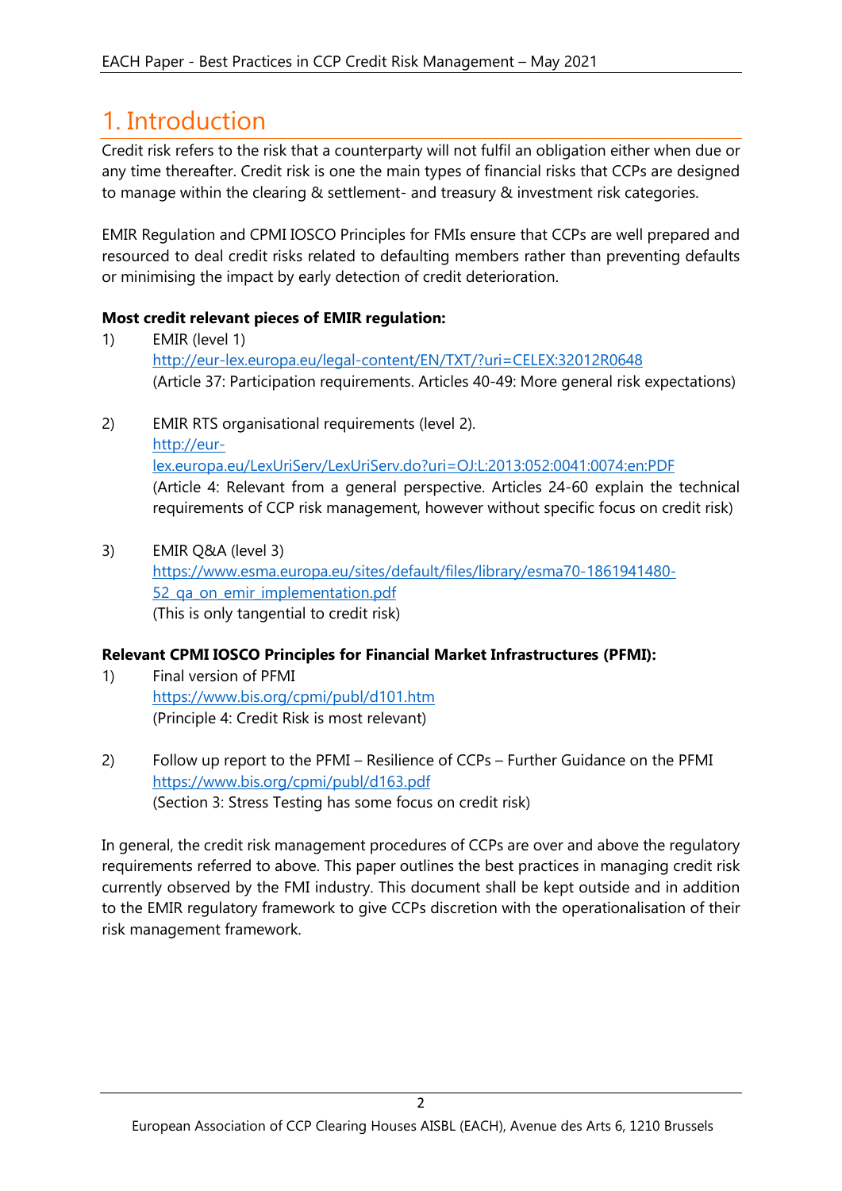# 1. Introduction

Credit risk refers to the risk that a counterparty will not fulfil an obligation either when due or any time thereafter. Credit risk is one the main types of financial risks that CCPs are designed to manage within the clearing & settlement- and treasury & investment risk categories.

EMIR Regulation and CPMI IOSCO Principles for FMIs ensure that CCPs are well prepared and resourced to deal credit risks related to defaulting members rather than preventing defaults or minimising the impact by early detection of credit deterioration.

**Most credit relevant pieces of EMIR regulation:**

1) EMIR (level 1)
   http://eur-lex.europa.eu/legal-content/EN/TXT/?uri=CELEX:32012R0648
   (Article 37: Participation requirements. Articles 40-49: More general risk expectations)

2) EMIR RTS organisational requirements (level 2).
   http://eur-lex.europa.eu/LexUriServ/LexUriServ.do?uri=OJ:L:2013:052:0041:0074:en:PDF
   (Article 4: Relevant from a general perspective. Articles 24-60 explain the technical requirements of CCP risk management, however without specific focus on credit risk)

3) EMIR Q&A (level 3)
   https://www.esma.europa.eu/sites/default/files/library/esma70-1861941480-52_qa_on_emir_implementation.pdf
   (This is only tangential to credit risk)

**Relevant CPMI IOSCO Principles for Financial Market Infrastructures (PFMI):**

1) Final version of PFMI
   https://www.bis.org/cpmi/publ/d101.htm
   (Principle 4: Credit Risk is most relevant)

2) Follow up report to the PFMI – Resilience of CCPs – Further Guidance on the PFMI
   https://www.bis.org/cpmi/publ/d163.pdf
   (Section 3: Stress Testing has some focus on credit risk)

In general, the credit risk management procedures of CCPs are over and above the regulatory requirements referred to above. This paper outlines the best practices in managing credit risk currently observed by the FMI industry. This document shall be kept outside and in addition to the EMIR regulatory framework to give CCPs discretion with the operationalisation of their risk management framework.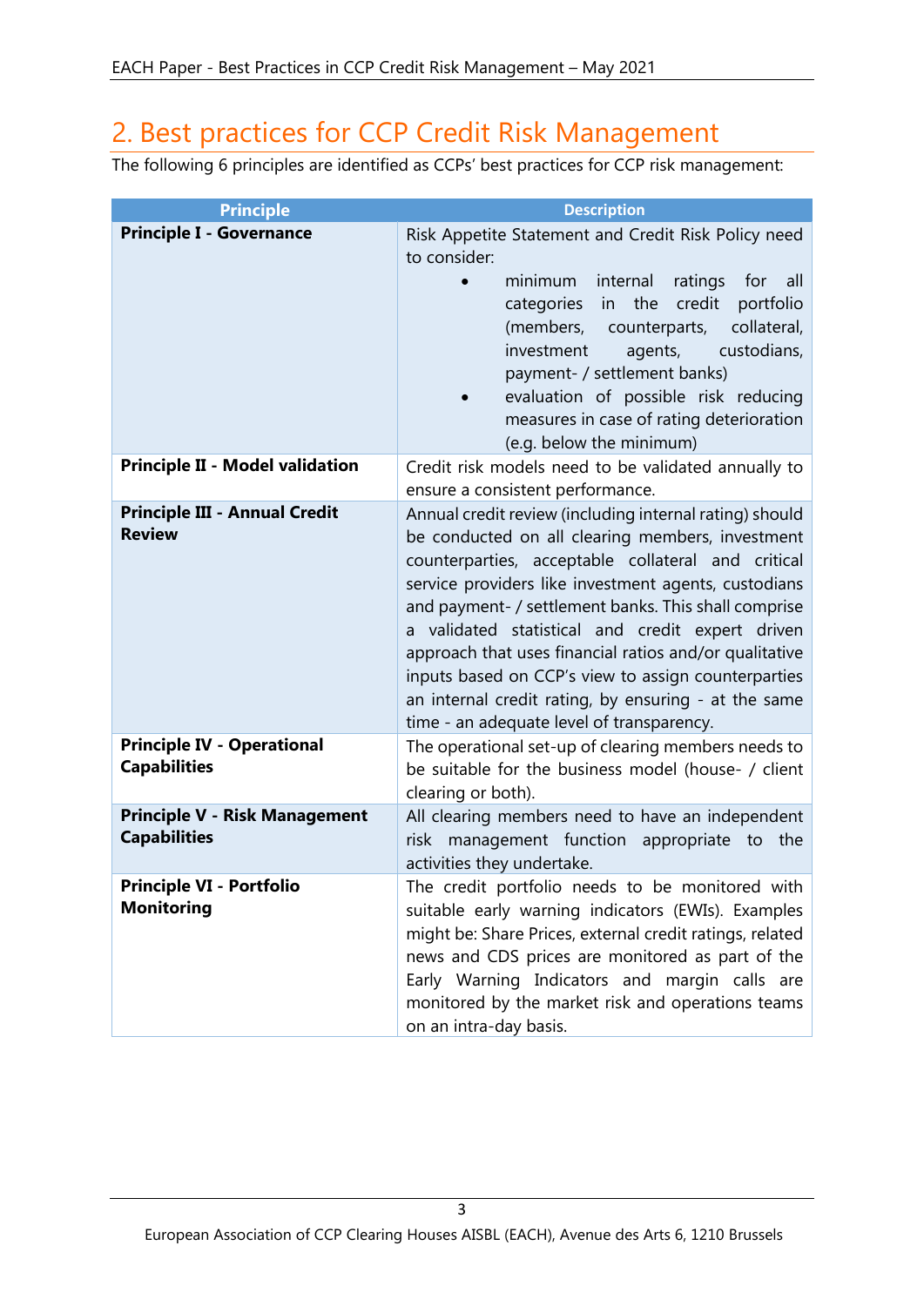## 2. Best practices for CCP Credit Risk Management

The following 6 principles are identified as CCPs' best practices for CCP risk management:

| Principle | Description |
|---|---|
| **Principle I - Governance** | Risk Appetite Statement and Credit Risk Policy need to consider:<br>• minimum internal ratings for all categories in the credit portfolio (members, counterparts, collateral, investment agents, custodians, payment- / settlement banks)<br>• evaluation of possible risk reducing measures in case of rating deterioration (e.g. below the minimum) |
| **Principle II - Model validation** | Credit risk models need to be validated annually to ensure a consistent performance. |
| **Principle III - Annual Credit Review** | Annual credit review (including internal rating) should be conducted on all clearing members, investment counterparties, acceptable collateral and critical service providers like investment agents, custodians and payment- / settlement banks. This shall comprise a validated statistical and credit expert driven approach that uses financial ratios and/or qualitative inputs based on CCP's view to assign counterparties an internal credit rating, by ensuring - at the same time - an adequate level of transparency. |
| **Principle IV - Operational Capabilities** | The operational set-up of clearing members needs to be suitable for the business model (house- / client clearing or both). |
| **Principle V - Risk Management Capabilities** | All clearing members need to have an independent risk management function appropriate to the activities they undertake. |
| **Principle VI - Portfolio Monitoring** | The credit portfolio needs to be monitored with suitable early warning indicators (EWIs). Examples might be: Share Prices, external credit ratings, related news and CDS prices are monitored as part of the Early Warning Indicators and margin calls are monitored by the market risk and operations teams on an intra-day basis. |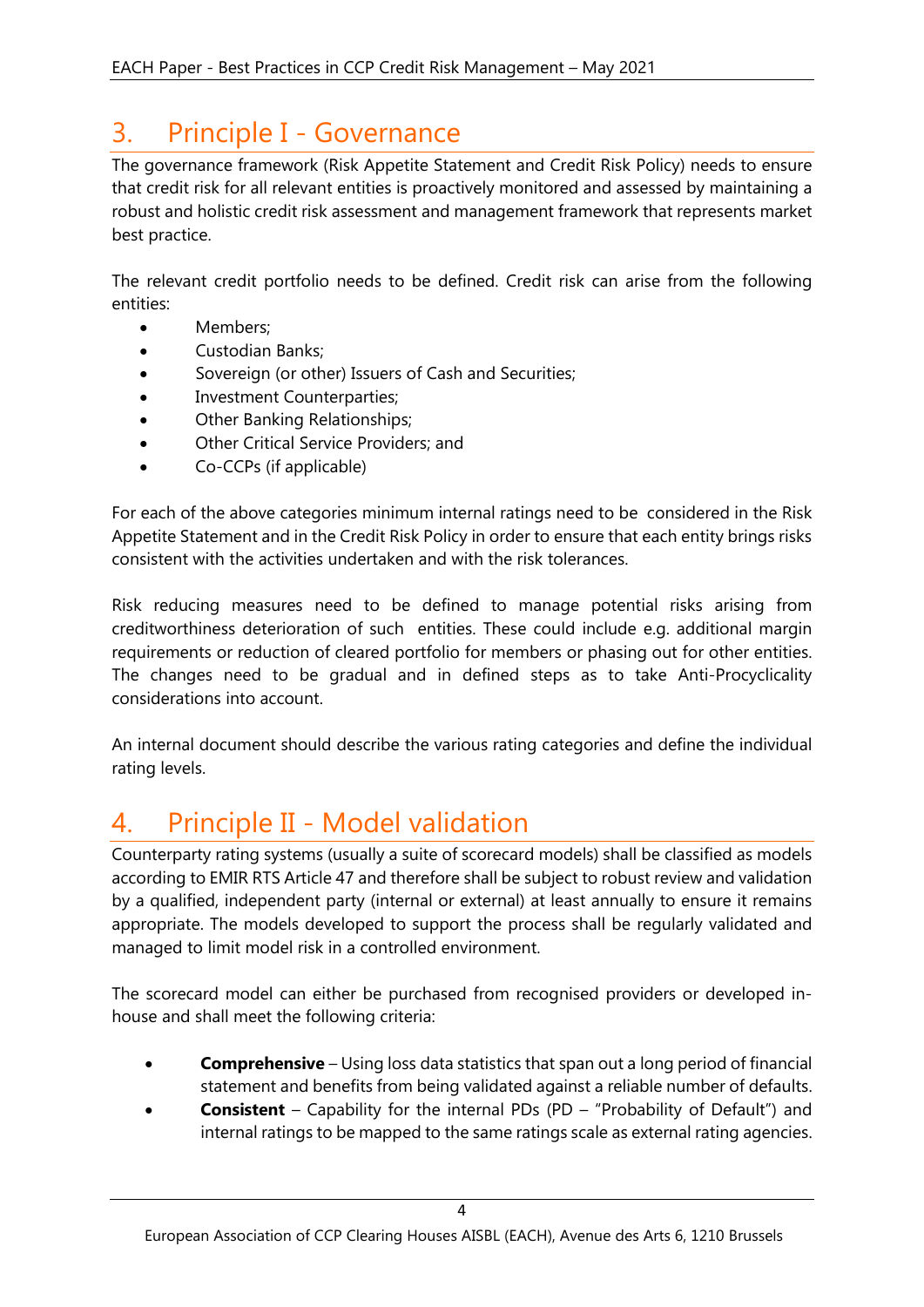# 3. Principle I - Governance

The governance framework (Risk Appetite Statement and Credit Risk Policy) needs to ensure that credit risk for all relevant entities is proactively monitored and assessed by maintaining a robust and holistic credit risk assessment and management framework that represents market best practice.

The relevant credit portfolio needs to be defined. Credit risk can arise from the following entities:

- Members;
- Custodian Banks;
- Sovereign (or other) Issuers of Cash and Securities;
- Investment Counterparties;
- Other Banking Relationships;
- Other Critical Service Providers; and
- Co-CCPs (if applicable)

For each of the above categories minimum internal ratings need to be considered in the Risk Appetite Statement and in the Credit Risk Policy in order to ensure that each entity brings risks consistent with the activities undertaken and with the risk tolerances.

Risk reducing measures need to be defined to manage potential risks arising from creditworthiness deterioration of such entities. These could include e.g. additional margin requirements or reduction of cleared portfolio for members or phasing out for other entities. The changes need to be gradual and in defined steps as to take Anti-Procyclicality considerations into account.

An internal document should describe the various rating categories and define the individual rating levels.

# 4. Principle II - Model validation

Counterparty rating systems (usually a suite of scorecard models) shall be classified as models according to EMIR RTS Article 47 and therefore shall be subject to robust review and validation by a qualified, independent party (internal or external) at least annually to ensure it remains appropriate. The models developed to support the process shall be regularly validated and managed to limit model risk in a controlled environment.

The scorecard model can either be purchased from recognised providers or developed in-house and shall meet the following criteria:

- **Comprehensive** – Using loss data statistics that span out a long period of financial statement and benefits from being validated against a reliable number of defaults.
- **Consistent** – Capability for the internal PDs (PD – "Probability of Default") and internal ratings to be mapped to the same ratings scale as external rating agencies.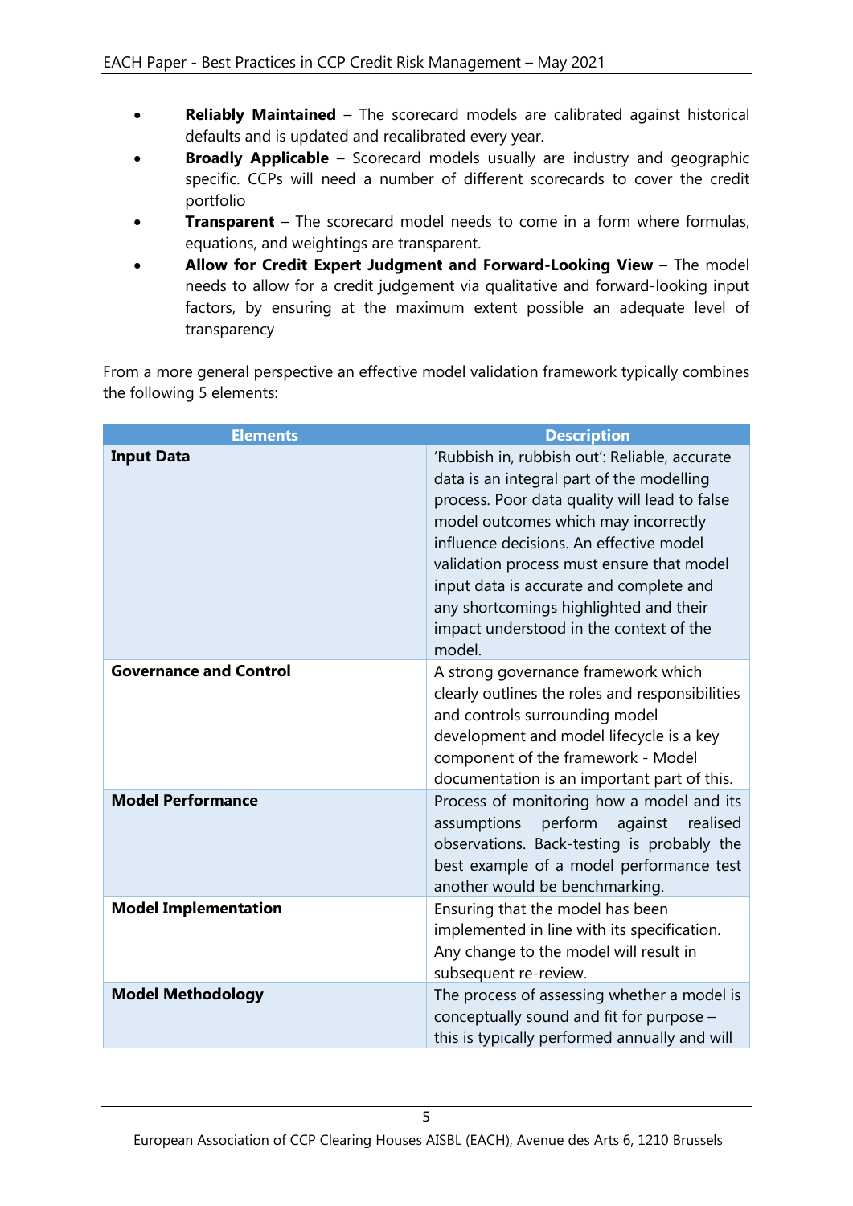- **Reliably Maintained** – The scorecard models are calibrated against historical defaults and is updated and recalibrated every year.
- **Broadly Applicable** – Scorecard models usually are industry and geographic specific. CCPs will need a number of different scorecards to cover the credit portfolio
- **Transparent** – The scorecard model needs to come in a form where formulas, equations, and weightings are transparent.
- **Allow for Credit Expert Judgment and Forward-Looking View** – The model needs to allow for a credit judgement via qualitative and forward-looking input factors, by ensuring at the maximum extent possible an adequate level of transparency

From a more general perspective an effective model validation framework typically combines the following 5 elements:

| Elements | Description |
| --- | --- |
| **Input Data** | 'Rubbish in, rubbish out': Reliable, accurate data is an integral part of the modelling process. Poor data quality will lead to false model outcomes which may incorrectly influence decisions. An effective model validation process must ensure that model input data is accurate and complete and any shortcomings highlighted and their impact understood in the context of the model. |
| **Governance and Control** | A strong governance framework which clearly outlines the roles and responsibilities and controls surrounding model development and model lifecycle is a key component of the framework - Model documentation is an important part of this. |
| **Model Performance** | Process of monitoring how a model and its assumptions perform against realised observations. Back-testing is probably the best example of a model performance test another would be benchmarking. |
| **Model Implementation** | Ensuring that the model has been implemented in line with its specification. Any change to the model will result in subsequent re-review. |
| **Model Methodology** | The process of assessing whether a model is conceptually sound and fit for purpose – this is typically performed annually and will |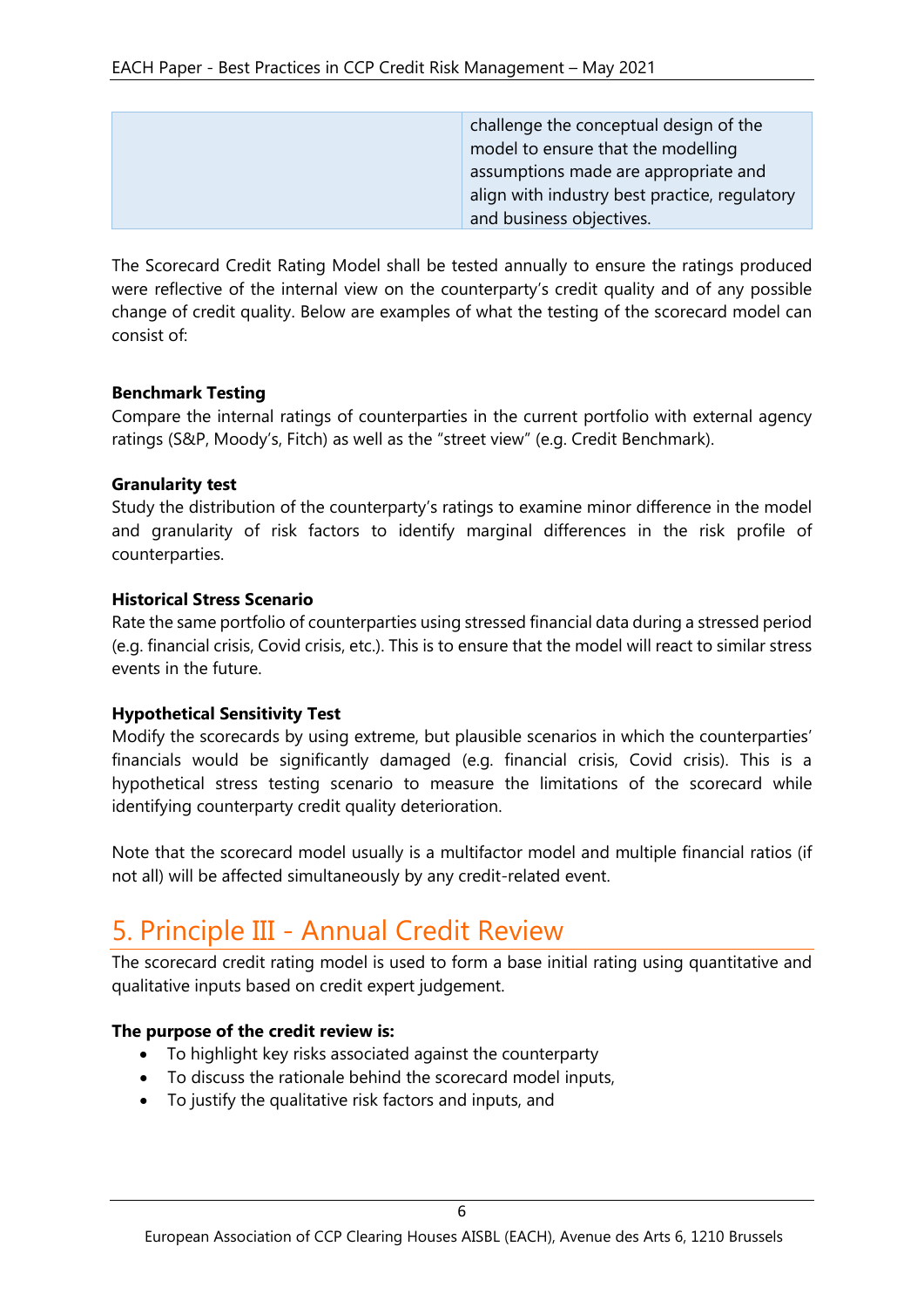| | challenge the conceptual design of the model to ensure that the modelling assumptions made are appropriate and align with industry best practice, regulatory and business objectives. |
|---|---|

The Scorecard Credit Rating Model shall be tested annually to ensure the ratings produced were reflective of the internal view on the counterparty's credit quality and of any possible change of credit quality. Below are examples of what the testing of the scorecard model can consist of:

**Benchmark Testing**
Compare the internal ratings of counterparties in the current portfolio with external agency ratings (S&P, Moody's, Fitch) as well as the "street view" (e.g. Credit Benchmark).

**Granularity test**
Study the distribution of the counterparty's ratings to examine minor difference in the model and granularity of risk factors to identify marginal differences in the risk profile of counterparties.

**Historical Stress Scenario**
Rate the same portfolio of counterparties using stressed financial data during a stressed period (e.g. financial crisis, Covid crisis, etc.). This is to ensure that the model will react to similar stress events in the future.

**Hypothetical Sensitivity Test**
Modify the scorecards by using extreme, but plausible scenarios in which the counterparties' financials would be significantly damaged (e.g. financial crisis, Covid crisis). This is a hypothetical stress testing scenario to measure the limitations of the scorecard while identifying counterparty credit quality deterioration.

Note that the scorecard model usually is a multifactor model and multiple financial ratios (if not all) will be affected simultaneously by any credit-related event.

# 5. Principle III - Annual Credit Review

The scorecard credit rating model is used to form a base initial rating using quantitative and qualitative inputs based on credit expert judgement.

**The purpose of the credit review is:**

- To highlight key risks associated against the counterparty
- To discuss the rationale behind the scorecard model inputs,
- To justify the qualitative risk factors and inputs, and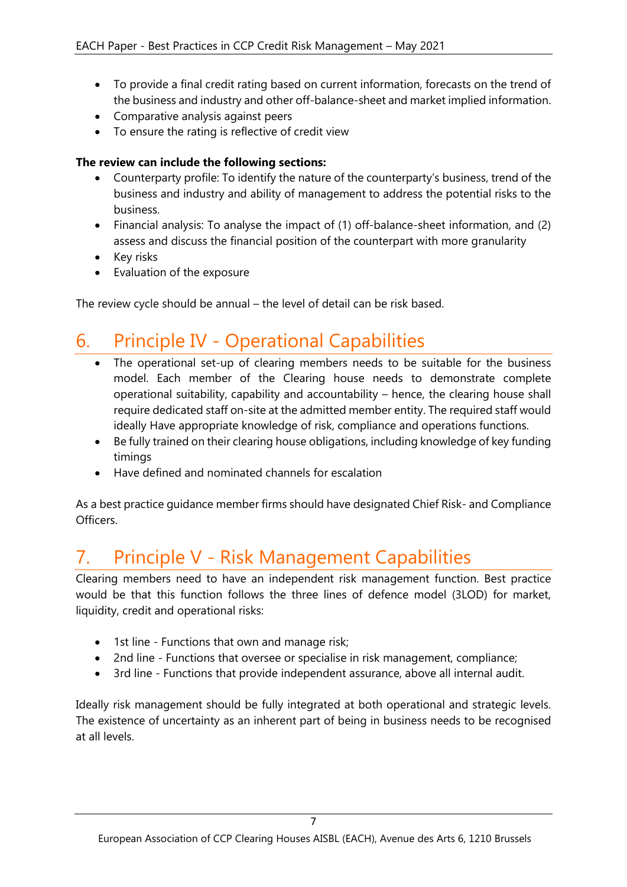- To provide a final credit rating based on current information, forecasts on the trend of the business and industry and other off-balance-sheet and market implied information.
- Comparative analysis against peers
- To ensure the rating is reflective of credit view

**The review can include the following sections:**

- Counterparty profile: To identify the nature of the counterparty's business, trend of the business and industry and ability of management to address the potential risks to the business.
- Financial analysis: To analyse the impact of (1) off-balance-sheet information, and (2) assess and discuss the financial position of the counterpart with more granularity
- Key risks
- Evaluation of the exposure

The review cycle should be annual – the level of detail can be risk based.

# 6. Principle IV - Operational Capabilities

- The operational set-up of clearing members needs to be suitable for the business model. Each member of the Clearing house needs to demonstrate complete operational suitability, capability and accountability – hence, the clearing house shall require dedicated staff on-site at the admitted member entity. The required staff would ideally Have appropriate knowledge of risk, compliance and operations functions.
- Be fully trained on their clearing house obligations, including knowledge of key funding timings
- Have defined and nominated channels for escalation

As a best practice guidance member firms should have designated Chief Risk- and Compliance Officers.

# 7. Principle V - Risk Management Capabilities

Clearing members need to have an independent risk management function. Best practice would be that this function follows the three lines of defence model (3LOD) for market, liquidity, credit and operational risks:

- 1st line - Functions that own and manage risk;
- 2nd line - Functions that oversee or specialise in risk management, compliance;
- 3rd line - Functions that provide independent assurance, above all internal audit.

Ideally risk management should be fully integrated at both operational and strategic levels. The existence of uncertainty as an inherent part of being in business needs to be recognised at all levels.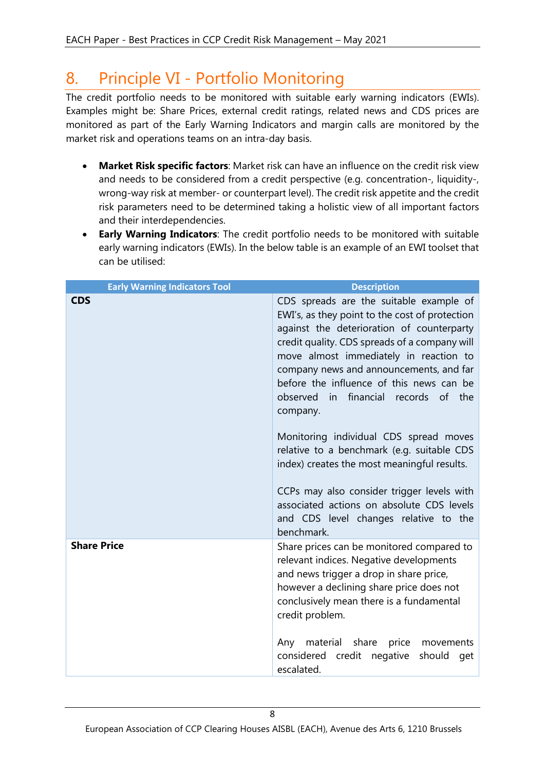# 8. Principle VI - Portfolio Monitoring

The credit portfolio needs to be monitored with suitable early warning indicators (EWIs). Examples might be: Share Prices, external credit ratings, related news and CDS prices are monitored as part of the Early Warning Indicators and margin calls are monitored by the market risk and operations teams on an intra-day basis.

- **Market Risk specific factors**: Market risk can have an influence on the credit risk view and needs to be considered from a credit perspective (e.g. concentration-, liquidity-, wrong-way risk at member- or counterpart level). The credit risk appetite and the credit risk parameters need to be determined taking a holistic view of all important factors and their interdependencies.
- **Early Warning Indicators**: The credit portfolio needs to be monitored with suitable early warning indicators (EWIs). In the below table is an example of an EWI toolset that can be utilised:

| Early Warning Indicators Tool | Description |
|---|---|
| **CDS** | CDS spreads are the suitable example of EWI's, as they point to the cost of protection against the deterioration of counterparty credit quality. CDS spreads of a company will move almost immediately in reaction to company news and announcements, and far before the influence of this news can be observed in financial records of the company.<br><br>Monitoring individual CDS spread moves relative to a benchmark (e.g. suitable CDS index) creates the most meaningful results.<br><br>CCPs may also consider trigger levels with associated actions on absolute CDS levels and CDS level changes relative to the benchmark. |
| **Share Price** | Share prices can be monitored compared to relevant indices. Negative developments and news trigger a drop in share price, however a declining share price does not conclusively mean there is a fundamental credit problem.<br><br>Any material share price movements considered credit negative should get escalated. |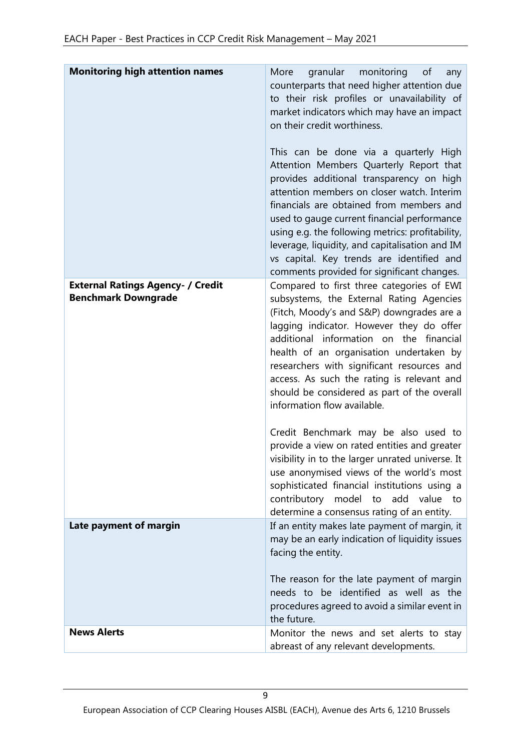| | |
|---|---|
| **Monitoring high attention names** | More granular monitoring of any counterparts that need higher attention due to their risk profiles or unavailability of market indicators which may have an impact on their credit worthiness.<br><br>This can be done via a quarterly High Attention Members Quarterly Report that provides additional transparency on high attention members on closer watch. Interim financials are obtained from members and used to gauge current financial performance using e.g. the following metrics: profitability, leverage, liquidity, and capitalisation and IM vs capital. Key trends are identified and comments provided for significant changes. |
| **External Ratings Agency- / Credit Benchmark Downgrade** | Compared to first three categories of EWI subsystems, the External Rating Agencies (Fitch, Moody's and S&P) downgrades are a lagging indicator. However they do offer additional information on the financial health of an organisation undertaken by researchers with significant resources and access. As such the rating is relevant and should be considered as part of the overall information flow available.<br><br>Credit Benchmark may be also used to provide a view on rated entities and greater visibility in to the larger unrated universe. It use anonymised views of the world's most sophisticated financial institutions using a contributory model to add value to determine a consensus rating of an entity. |
| **Late payment of margin** | If an entity makes late payment of margin, it may be an early indication of liquidity issues facing the entity.<br><br>The reason for the late payment of margin needs to be identified as well as the procedures agreed to avoid a similar event in the future. |
| **News Alerts** | Monitor the news and set alerts to stay abreast of any relevant developments. |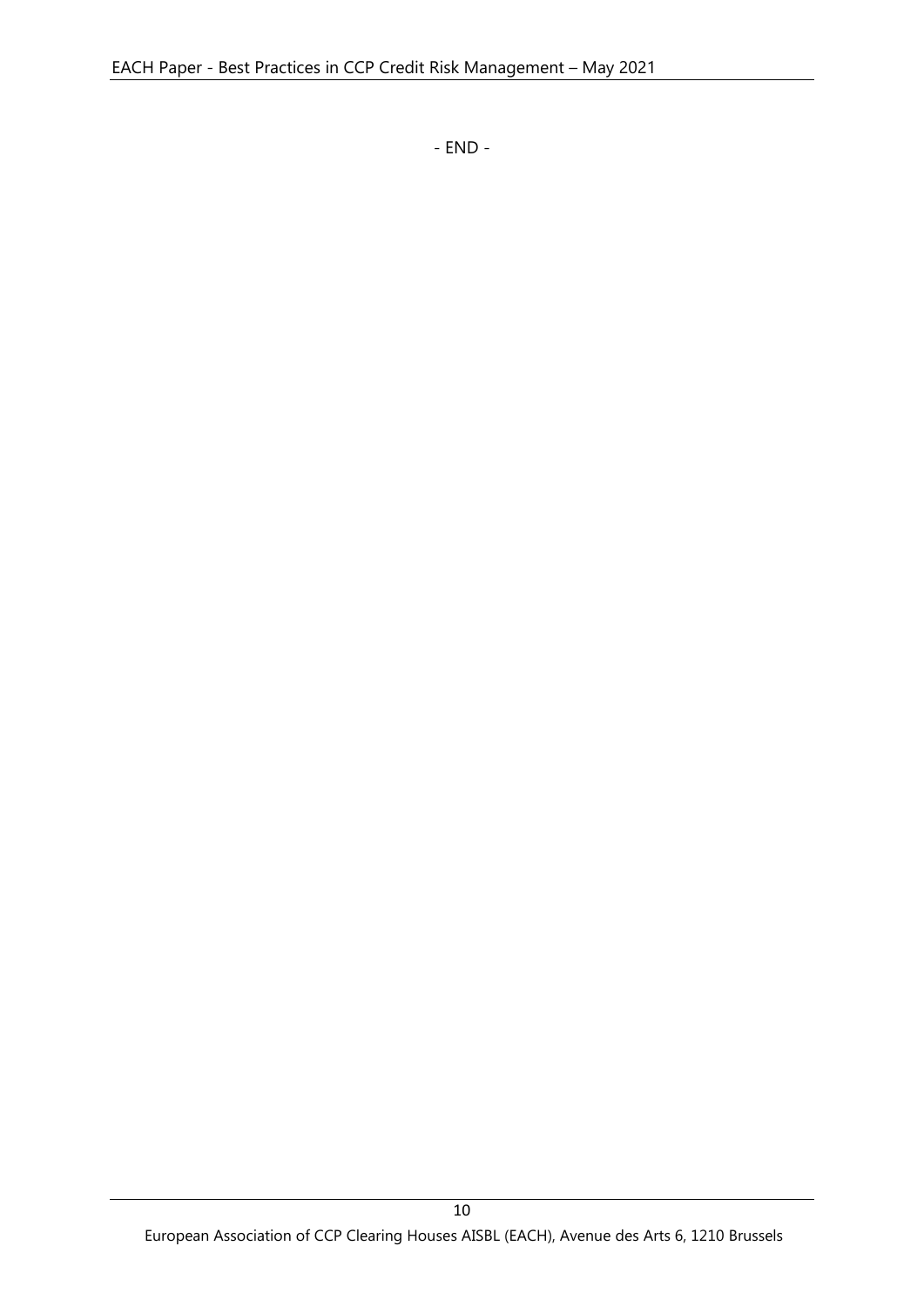- END -